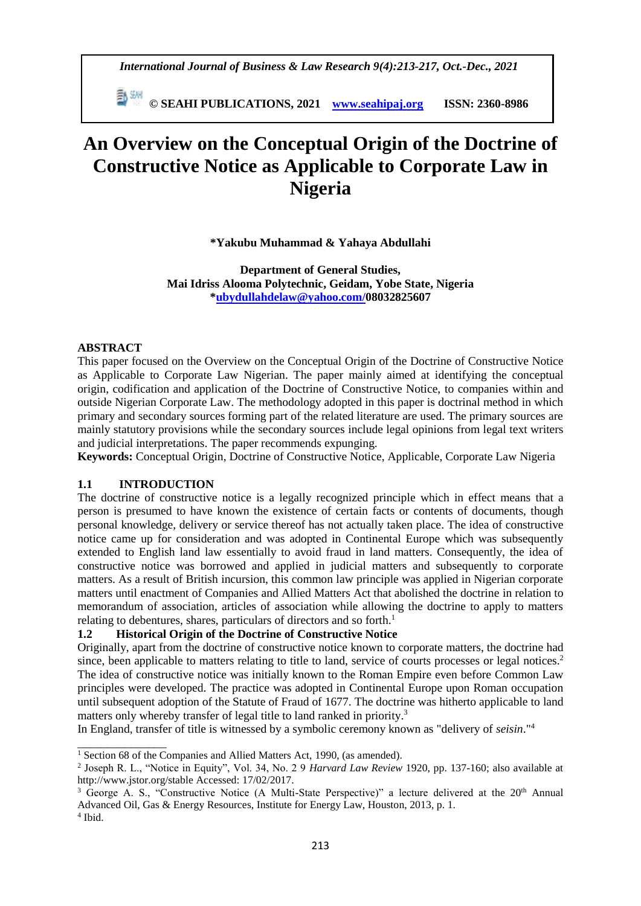# An Overview on the Conceptual Origin of the Doctrine of Constructive Notice as Applicable to Corporate Law in Nigeria

**\*Yakubu Muhammad & Yahaya Abdullahi**

**Department of General Studies,**
**Mai Idriss Alooma Polytechnic, Geidam, Yobe State, Nigeria**
**\*ubydullahdelaw@yahoo.com/08032825607**

## ABSTRACT

This paper focused on the Overview on the Conceptual Origin of the Doctrine of Constructive Notice as Applicable to Corporate Law Nigerian. The paper mainly aimed at identifying the conceptual origin, codification and application of the Doctrine of Constructive Notice, to companies within and outside Nigerian Corporate Law. The methodology adopted in this paper is doctrinal method in which primary and secondary sources forming part of the related literature are used. The primary sources are mainly statutory provisions while the secondary sources include legal opinions from legal text writers and judicial interpretations. The paper recommends expunging.

**Keywords:** Conceptual Origin, Doctrine of Constructive Notice, Applicable, Corporate Law Nigeria

## 1.1 INTRODUCTION

The doctrine of constructive notice is a legally recognized principle which in effect means that a person is presumed to have known the existence of certain facts or contents of documents, though personal knowledge, delivery or service thereof has not actually taken place. The idea of constructive notice came up for consideration and was adopted in Continental Europe which was subsequently extended to English land law essentially to avoid fraud in land matters. Consequently, the idea of constructive notice was borrowed and applied in judicial matters and subsequently to corporate matters. As a result of British incursion, this common law principle was applied in Nigerian corporate matters until enactment of Companies and Allied Matters Act that abolished the doctrine in relation to memorandum of association, articles of association while allowing the doctrine to apply to matters relating to debentures, shares, particulars of directors and so forth.[1]

### 1.2 Historical Origin of the Doctrine of Constructive Notice

Originally, apart from the doctrine of constructive notice known to corporate matters, the doctrine had since, been applicable to matters relating to title to land, service of courts processes or legal notices.[2] The idea of constructive notice was initially known to the Roman Empire even before Common Law principles were developed. The practice was adopted in Continental Europe upon Roman occupation until subsequent adoption of the Statute of Fraud of 1677. The doctrine was hitherto applicable to land matters only whereby transfer of legal title to land ranked in priority.[3]

In England, transfer of title is witnessed by a symbolic ceremony known as "delivery of *seisin*."[4]

---

[1] Section 68 of the Companies and Allied Matters Act, 1990, (as amended).

[2] Joseph R. L., "Notice in Equity", Vol. 34, No. 2 9 *Harvard Law Review* 1920, pp. 137-160; also available at http://www.jstor.org/stable Accessed: 17/02/2017.

[3] George A. S., "Constructive Notice (A Multi-State Perspective)" a lecture delivered at the 20th Annual Advanced Oil, Gas & Energy Resources, Institute for Energy Law, Houston, 2013, p. 1.

[4] Ibid.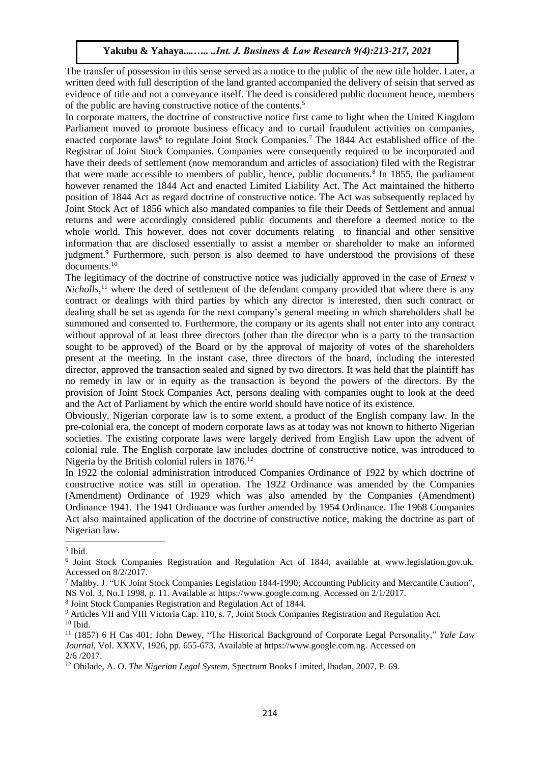The transfer of possession in this sense served as a notice to the public of the new title holder. Later, a written deed with full description of the land granted accompanied the delivery of seisin that served as evidence of title and not a conveyance itself. The deed is considered public document hence, members of the public are having constructive notice of the contents.[5]

In corporate matters, the doctrine of constructive notice first came to light when the United Kingdom Parliament moved to promote business efficacy and to curtail fraudulent activities on companies, enacted corporate laws[6] to regulate Joint Stock Companies.[7] The 1844 Act established office of the Registrar of Joint Stock Companies. Companies were consequently required to be incorporated and have their deeds of settlement (now memorandum and articles of association) filed with the Registrar that were made accessible to members of public, hence, public documents.[8] In 1855, the parliament however renamed the 1844 Act and enacted Limited Liability Act. The Act maintained the hitherto position of 1844 Act as regard doctrine of constructive notice. The Act was subsequently replaced by Joint Stock Act of 1856 which also mandated companies to file their Deeds of Settlement and annual returns and were accordingly considered public documents and therefore a deemed notice to the whole world. This however, does not cover documents relating to financial and other sensitive information that are disclosed essentially to assist a member or shareholder to make an informed judgment.[9] Furthermore, such person is also deemed to have understood the provisions of these documents.[10]

The legitimacy of the doctrine of constructive notice was judicially approved in the case of *Ernest* v *Nicholls*,[11] where the deed of settlement of the defendant company provided that where there is any contract or dealings with third parties by which any director is interested, then such contract or dealing shall be set as agenda for the next company's general meeting in which shareholders shall be summoned and consented to. Furthermore, the company or its agents shall not enter into any contract without approval of at least three directors (other than the director who is a party to the transaction sought to be approved) of the Board or by the approval of majority of votes of the shareholders present at the meeting. In the instant case, three directors of the board, including the interested director, approved the transaction sealed and signed by two directors. It was held that the plaintiff has no remedy in law or in equity as the transaction is beyond the powers of the directors. By the provision of Joint Stock Companies Act, persons dealing with companies ought to look at the deed and the Act of Parliament by which the entire world should have notice of its existence.

Obviously, Nigerian corporate law is to some extent, a product of the English company law. In the pre-colonial era, the concept of modern corporate laws as at today was not known to hitherto Nigerian societies. The existing corporate laws were largely derived from English Law upon the advent of colonial rule. The English corporate law includes doctrine of constructive notice, was introduced to Nigeria by the British colonial rulers in 1876.[12]

In 1922 the colonial administration introduced Companies Ordinance of 1922 by which doctrine of constructive notice was still in operation. The 1922 Ordinance was amended by the Companies (Amendment) Ordinance of 1929 which was also amended by the Companies (Amendment) Ordinance 1941. The 1941 Ordinance was further amended by 1954 Ordinance. The 1968 Companies Act also maintained application of the doctrine of constructive notice, making the doctrine as part of Nigerian law.

---

[5] Ibid.

[6] Joint Stock Companies Registration and Regulation Act of 1844, available at www.legislation.gov.uk. Accessed on 8/2/2017.

[7] Maltby, J. "UK Joint Stock Companies Legislation 1844-1990; Accounting Publicity and Mercantile Caution", NS Vol. 3, No.1 1998, p. 11. Available at https://www.google.com.ng. Accessed on 2/1/2017.

[8] Joint Stock Companies Registration and Regulation Act of 1844.

[9] Articles VII and VIII Victoria Cap. 110, s. 7, Joint Stock Companies Registration and Regulation Act.

[10] Ibid.

[11] (1857) 6 H Cas 401; John Dewey, "The Historical Background of Corporate Legal Personality," *Yale Law Journal*, Vol. XXXV, 1926, pp. 655-673. Available at https://www.google.com.ng. Accessed on 2/6 /2017.

[12] Obilade, A. O. *The Nigerian Legal System*, Spectrum Books Limited, lbadan, 2007, P. 69.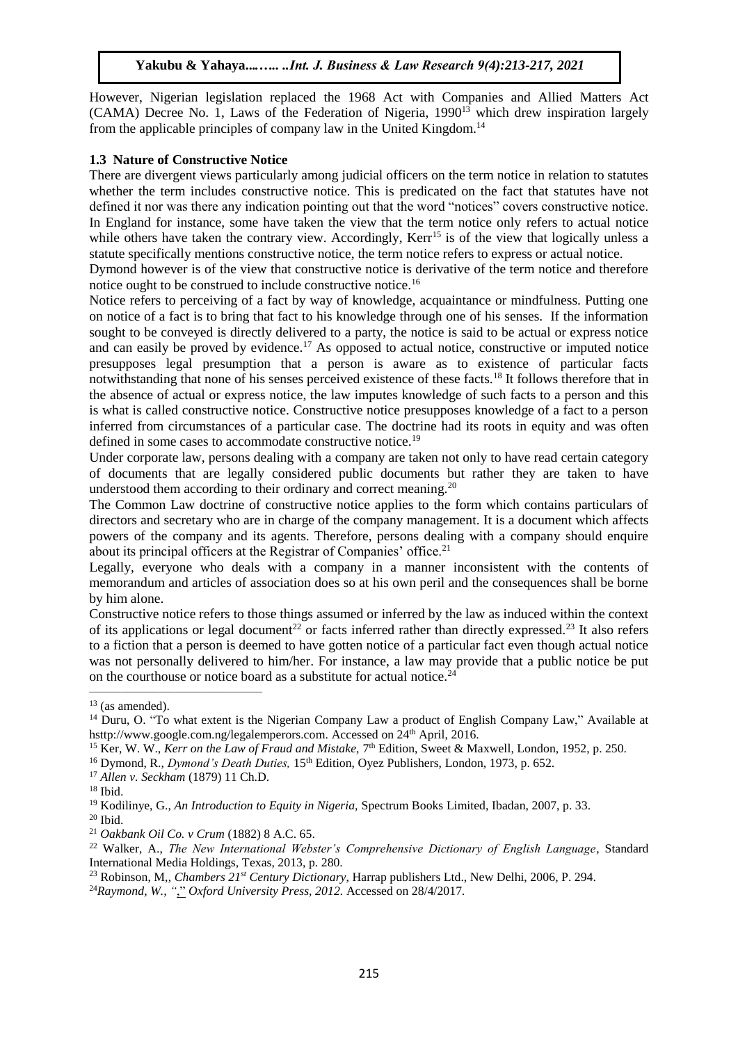However, Nigerian legislation replaced the 1968 Act with Companies and Allied Matters Act (CAMA) Decree No. 1, Laws of the Federation of Nigeria, 1990[13] which drew inspiration largely from the applicable principles of company law in the United Kingdom.[14]

### 1.3 Nature of Constructive Notice

There are divergent views particularly among judicial officers on the term notice in relation to statutes whether the term includes constructive notice. This is predicated on the fact that statutes have not defined it nor was there any indication pointing out that the word "notices" covers constructive notice. In England for instance, some have taken the view that the term notice only refers to actual notice while others have taken the contrary view. Accordingly, Kerr[15] is of the view that logically unless a statute specifically mentions constructive notice, the term notice refers to express or actual notice.

Dymond however is of the view that constructive notice is derivative of the term notice and therefore notice ought to be construed to include constructive notice.[16]

Notice refers to perceiving of a fact by way of knowledge, acquaintance or mindfulness. Putting one on notice of a fact is to bring that fact to his knowledge through one of his senses. If the information sought to be conveyed is directly delivered to a party, the notice is said to be actual or express notice and can easily be proved by evidence.[17] As opposed to actual notice, constructive or imputed notice presupposes legal presumption that a person is aware as to existence of particular facts notwithstanding that none of his senses perceived existence of these facts.[18] It follows therefore that in the absence of actual or express notice, the law imputes knowledge of such facts to a person and this is what is called constructive notice. Constructive notice presupposes knowledge of a fact to a person inferred from circumstances of a particular case. The doctrine had its roots in equity and was often defined in some cases to accommodate constructive notice.[19]

Under corporate law, persons dealing with a company are taken not only to have read certain category of documents that are legally considered public documents but rather they are taken to have understood them according to their ordinary and correct meaning.[20]

The Common Law doctrine of constructive notice applies to the form which contains particulars of directors and secretary who are in charge of the company management. It is a document which affects powers of the company and its agents. Therefore, persons dealing with a company should enquire about its principal officers at the Registrar of Companies' office.[21]

Legally, everyone who deals with a company in a manner inconsistent with the contents of memorandum and articles of association does so at his own peril and the consequences shall be borne by him alone.

Constructive notice refers to those things assumed or inferred by the law as induced within the context of its applications or legal document[22] or facts inferred rather than directly expressed.[23] It also refers to a fiction that a person is deemed to have gotten notice of a particular fact even though actual notice was not personally delivered to him/her. For instance, a law may provide that a public notice be put on the courthouse or notice board as a substitute for actual notice.[24]

---

[13] (as amended).

[14] Duru, O. "To what extent is the Nigerian Company Law a product of English Company Law," Available at hsttp://www.google.com.ng/legalemperors.com. Accessed on 24th April, 2016.

[15] Ker, W. W., *Kerr on the Law of Fraud and Mistake,* 7th Edition, Sweet & Maxwell, London, 1952, p. 250.

[16] Dymond, R., *Dymond's Death Duties,* 15th Edition, Oyez Publishers, London, 1973, p. 652.

[17] *Allen v. Seckham* (1879) 11 Ch.D.

[18] Ibid.

[19] Kodilinye, G., *An Introduction to Equity in Nigeria,* Spectrum Books Limited, Ibadan, 2007, p. 33.

[20] Ibid.

[21] *Oakbank Oil Co. v Crum* (1882) 8 A.C. 65.

[22] Walker, A., *The New International Webster's Comprehensive Dictionary of English Language*, Standard International Media Holdings, Texas, 2013, p. 280.

[23] Robinson, M,, *Chambers 21st Century Dictionary*, Harrap publishers Ltd., New Delhi, 2006, P. 294.

[24] *Raymond, W., "," Oxford University Press, 2012.* Accessed on 28/4/2017.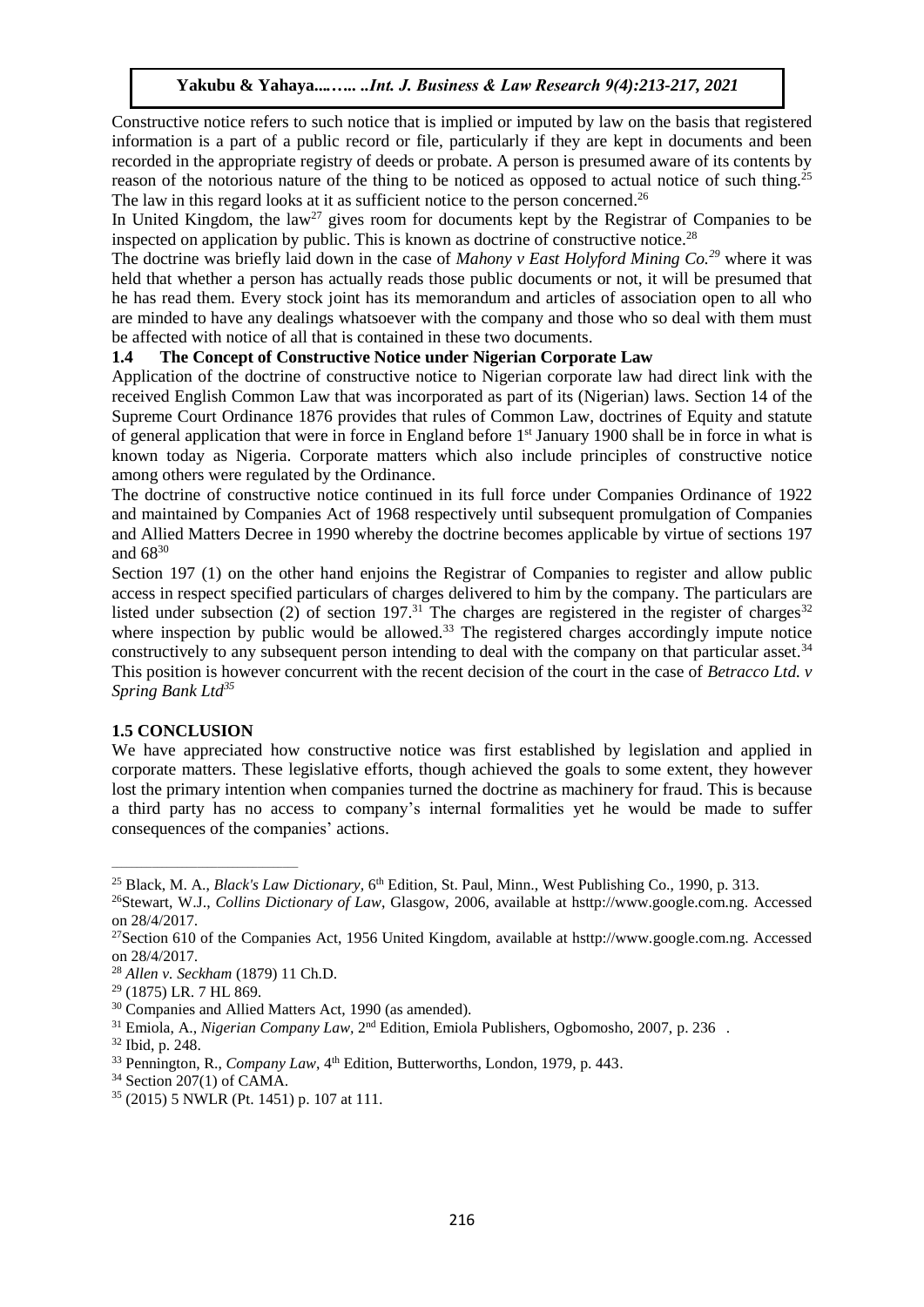Constructive notice refers to such notice that is implied or imputed by law on the basis that registered information is a part of a public record or file, particularly if they are kept in documents and been recorded in the appropriate registry of deeds or probate. A person is presumed aware of its contents by reason of the notorious nature of the thing to be noticed as opposed to actual notice of such thing.[25] The law in this regard looks at it as sufficient notice to the person concerned.[26]

In United Kingdom, the law[27] gives room for documents kept by the Registrar of Companies to be inspected on application by public. This is known as doctrine of constructive notice.[28]

The doctrine was briefly laid down in the case of *Mahony v East Holyford Mining Co.*[29] where it was held that whether a person has actually reads those public documents or not, it will be presumed that he has read them. Every stock joint has its memorandum and articles of association open to all who are minded to have any dealings whatsoever with the company and those who so deal with them must be affected with notice of all that is contained in these two documents.

### 1.4 The Concept of Constructive Notice under Nigerian Corporate Law

Application of the doctrine of constructive notice to Nigerian corporate law had direct link with the received English Common Law that was incorporated as part of its (Nigerian) laws. Section 14 of the Supreme Court Ordinance 1876 provides that rules of Common Law, doctrines of Equity and statute of general application that were in force in England before 1st January 1900 shall be in force in what is known today as Nigeria. Corporate matters which also include principles of constructive notice among others were regulated by the Ordinance.

The doctrine of constructive notice continued in its full force under Companies Ordinance of 1922 and maintained by Companies Act of 1968 respectively until subsequent promulgation of Companies and Allied Matters Decree in 1990 whereby the doctrine becomes applicable by virtue of sections 197 and 68[30]

Section 197 (1) on the other hand enjoins the Registrar of Companies to register and allow public access in respect specified particulars of charges delivered to him by the company. The particulars are listed under subsection (2) of section 197.[31] The charges are registered in the register of charges[32] where inspection by public would be allowed.[33] The registered charges accordingly impute notice constructively to any subsequent person intending to deal with the company on that particular asset.[34] This position is however concurrent with the recent decision of the court in the case of *Betracco Ltd. v Spring Bank Ltd*[35]

### 1.5 CONCLUSION

We have appreciated how constructive notice was first established by legislation and applied in corporate matters. These legislative efforts, though achieved the goals to some extent, they however lost the primary intention when companies turned the doctrine as machinery for fraud. This is because a third party has no access to company's internal formalities yet he would be made to suffer consequences of the companies' actions.

---

[25] Black, M. A., *Black's Law Dictionary*, 6th Edition, St. Paul, Minn., West Publishing Co., 1990, p. 313.

[26] Stewart, W.J., *Collins Dictionary of Law*, Glasgow, 2006, available at hsttp://www.google.com.ng. Accessed on 28/4/2017.

[27] Section 610 of the Companies Act, 1956 United Kingdom, available at hsttp://www.google.com.ng. Accessed on 28/4/2017.

[28] *Allen v. Seckham* (1879) 11 Ch.D.

[29] (1875) LR. 7 HL 869.

[30] Companies and Allied Matters Act, 1990 (as amended).

[31] Emiola, A., *Nigerian Company Law*, 2nd Edition, Emiola Publishers, Ogbomosho, 2007, p. 236 .

[32] Ibid, p. 248.

[33] Pennington, R., *Company Law*, 4th Edition, Butterworths, London, 1979, p. 443.

[34] Section 207(1) of CAMA.

[35] (2015) 5 NWLR (Pt. 1451) p. 107 at 111.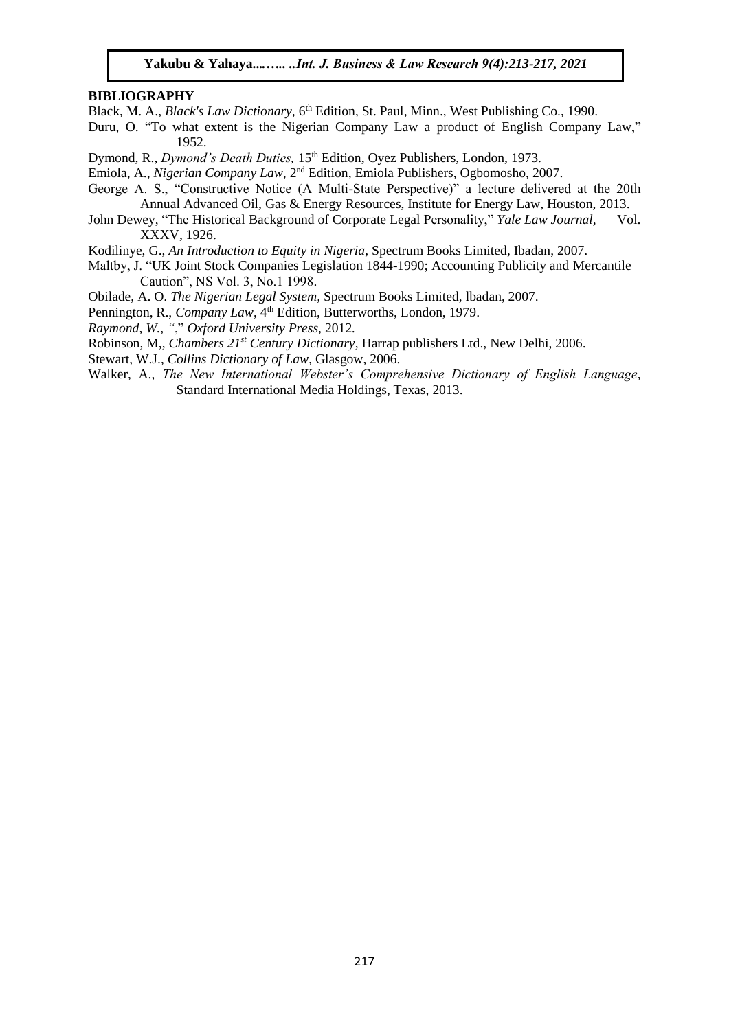## BIBLIOGRAPHY

Black, M. A., *Black's Law Dictionary*, 6th Edition, St. Paul, Minn., West Publishing Co., 1990.

Duru, O. "To what extent is the Nigerian Company Law a product of English Company Law," 1952.

Dymond, R., *Dymond's Death Duties,* 15th Edition, Oyez Publishers, London, 1973.

Emiola, A., *Nigerian Company Law*, 2nd Edition, Emiola Publishers, Ogbomosho, 2007.

George A. S., "Constructive Notice (A Multi-State Perspective)" a lecture delivered at the 20th Annual Advanced Oil, Gas & Energy Resources, Institute for Energy Law, Houston, 2013.

John Dewey, "The Historical Background of Corporate Legal Personality," *Yale Law Journal,* Vol. XXXV, 1926.

Kodilinye, G., *An Introduction to Equity in Nigeria,* Spectrum Books Limited, Ibadan, 2007.

Maltby, J. "UK Joint Stock Companies Legislation 1844-1990; Accounting Publicity and Mercantile Caution", NS Vol. 3, No.1 1998.

Obilade, A. O. *The Nigerian Legal System,* Spectrum Books Limited, lbadan, 2007.

Pennington, R., *Company Law*, 4th Edition, Butterworths, London, 1979.

*Raymond, W., "," Oxford University Press,* 2012*.*

Robinson, M,, *Chambers 21st Century Dictionary*, Harrap publishers Ltd., New Delhi, 2006.

Stewart, W.J., *Collins Dictionary of Law*, Glasgow, 2006.

Walker, A., *The New International Webster's Comprehensive Dictionary of English Language*, Standard International Media Holdings, Texas, 2013.